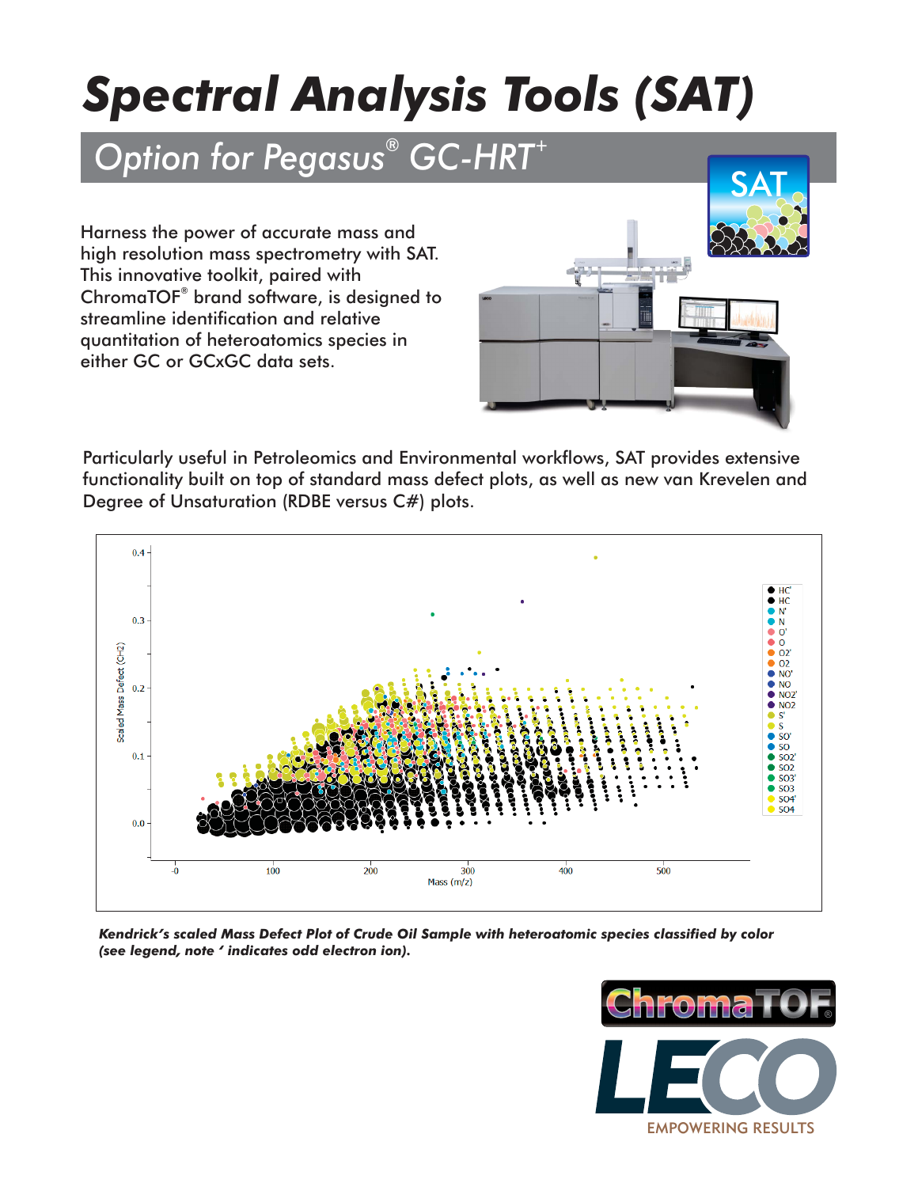# Spectral Analysis Tools (SAT)

## Option for Pegasus® GC-HRT+

Harness the power of accurate mass and high resolution mass spectrometry with SAT. This innovative toolkit, paired with ChromaTOF® brand software, is designed to streamline identification and relative quantitation of heteroatomics species in either GC or GCxGC data sets.

Particularly useful in Petroleomics and Environmental workflows, SAT provides extensive functionality built on top of standard mass defect plots, as well as new van Krevelen and Degree of Unsaturation (RDBE versus C#) plots.

***Kendrick's scaled Mass Defect Plot of Crude Oil Sample with heteroatomic species classified by color (see legend, note ' indicates odd electron ion).***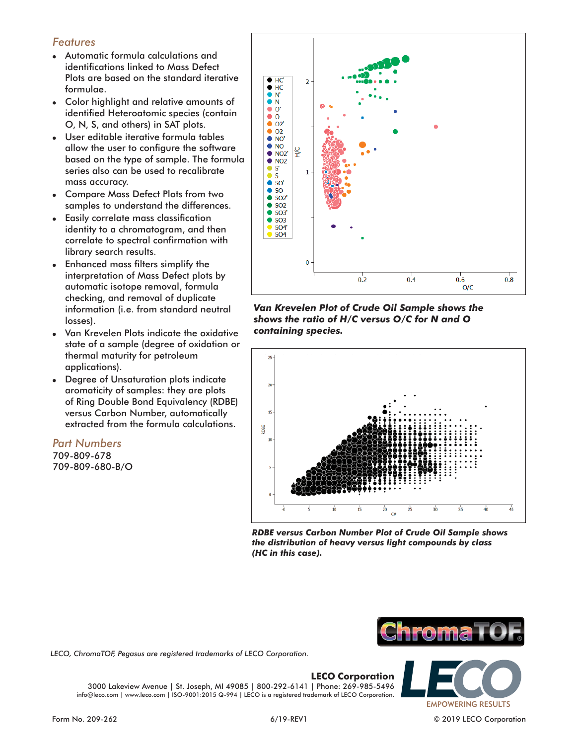## Features

- Automatic formula calculations and identifications linked to Mass Defect Plots are based on the standard iterative formulae.
- Color highlight and relative amounts of identified Heteroatomic species (contain O, N, S, and others) in SAT plots.
- User editable iterative formula tables allow the user to configure the software based on the type of sample. The formula series also can be used to recalibrate mass accuracy.
- Compare Mass Defect Plots from two samples to understand the differences.
- Easily correlate mass classification identity to a chromatogram, and then correlate to spectral confirmation with library search results.
- Enhanced mass filters simplify the interpretation of Mass Defect plots by automatic isotope removal, formula checking, and removal of duplicate information (i.e. from standard neutral losses).
- Van Krevelen Plots indicate the oxidative state of a sample (degree of oxidation or thermal maturity for petroleum applications).
- Degree of Unsaturation plots indicate aromaticity of samples: they are plots of Ring Double Bond Equivalency (RDBE) versus Carbon Number, automatically extracted from the formula calculations.

## Part Numbers

709-809-678
709-809-680-B/O

HC'
HC
N'
N
O'
O
O2'
O2
NO'
NO
NO2'
NO2
S'
S
SO'
SO
SO2'
SO2
SO3'
SO3
SO4'
SO4

H/C
2
1
0
0.2
0.4
0.6
0.8
O/C

***Van Krevelen Plot of Crude Oil Sample shows the shows the ratio of H/C versus O/C for N and O containing species.***

RDBE
25
20
15
10
5
0
-0
5
10
15
20
25
30
35
40
45
C#

***RDBE versus Carbon Number Plot of Crude Oil Sample shows the distribution of heavy versus light compounds by class (HC in this case).***

ChromaTOF

*LECO, ChromaTOF, Pegasus are registered trademarks of LECO Corporation.*

**LECO Corporation**
3000 Lakeview Avenue | St. Joseph, MI 49085 | 800-292-6141 | Phone: 269-985-5496
info@leco.com | www.leco.com | ISO-9001:2015 Q-994 | LECO is a registered trademark of LECO Corporation.

LECO EMPOWERING RESULTS

Form No. 209-262 6/19-REV1 © 2019 LECO Corporation